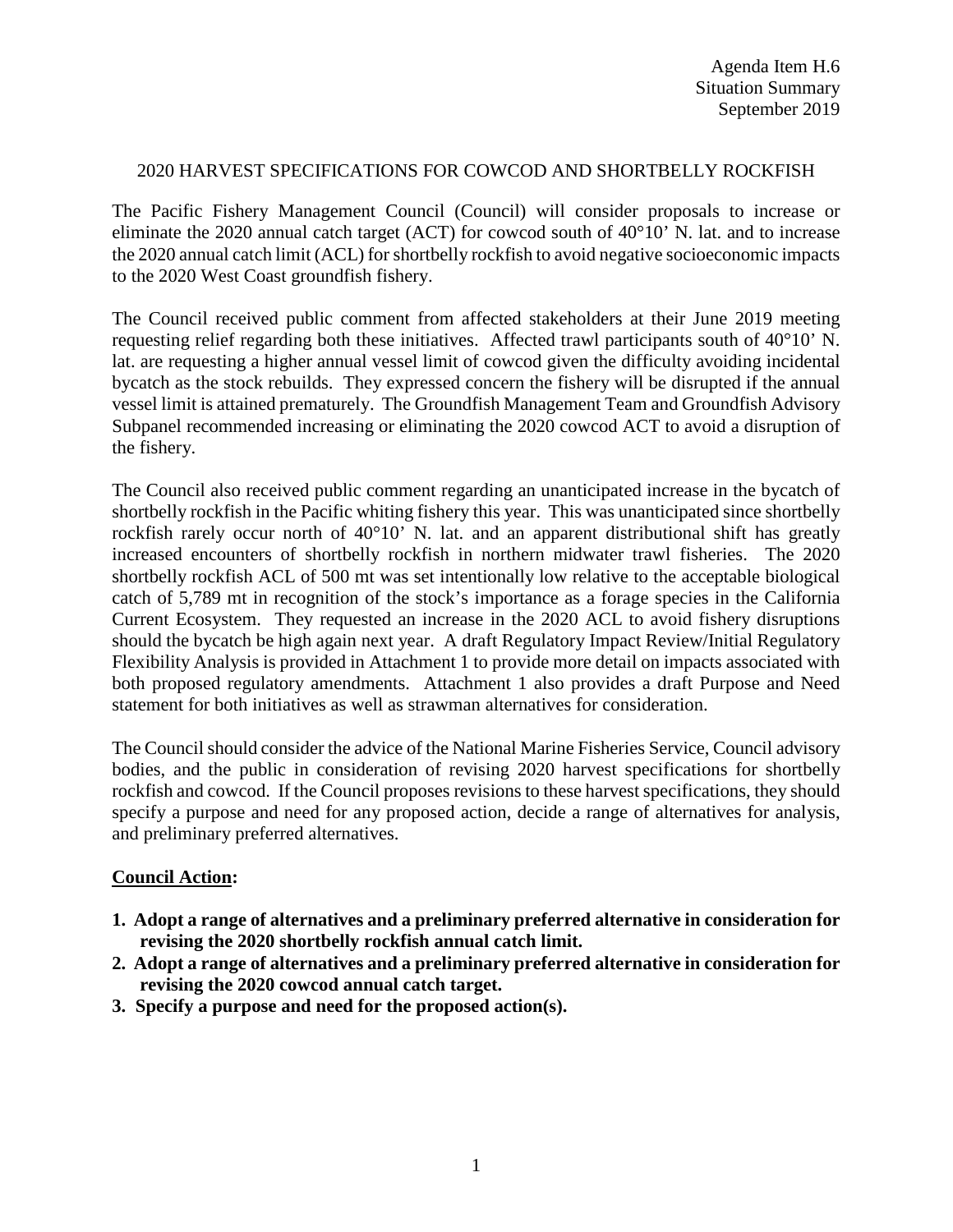Agenda Item H.6
Situation Summary
September 2019

## 2020 HARVEST SPECIFICATIONS FOR COWCOD AND SHORTBELLY ROCKFISH

The Pacific Fishery Management Council (Council) will consider proposals to increase or eliminate the 2020 annual catch target (ACT) for cowcod south of 40°10' N. lat. and to increase the 2020 annual catch limit (ACL) for shortbelly rockfish to avoid negative socioeconomic impacts to the 2020 West Coast groundfish fishery.

The Council received public comment from affected stakeholders at their June 2019 meeting requesting relief regarding both these initiatives. Affected trawl participants south of 40°10' N. lat. are requesting a higher annual vessel limit of cowcod given the difficulty avoiding incidental bycatch as the stock rebuilds. They expressed concern the fishery will be disrupted if the annual vessel limit is attained prematurely. The Groundfish Management Team and Groundfish Advisory Subpanel recommended increasing or eliminating the 2020 cowcod ACT to avoid a disruption of the fishery.

The Council also received public comment regarding an unanticipated increase in the bycatch of shortbelly rockfish in the Pacific whiting fishery this year. This was unanticipated since shortbelly rockfish rarely occur north of 40°10' N. lat. and an apparent distributional shift has greatly increased encounters of shortbelly rockfish in northern midwater trawl fisheries. The 2020 shortbelly rockfish ACL of 500 mt was set intentionally low relative to the acceptable biological catch of 5,789 mt in recognition of the stock's importance as a forage species in the California Current Ecosystem. They requested an increase in the 2020 ACL to avoid fishery disruptions should the bycatch be high again next year. A draft Regulatory Impact Review/Initial Regulatory Flexibility Analysis is provided in Attachment 1 to provide more detail on impacts associated with both proposed regulatory amendments. Attachment 1 also provides a draft Purpose and Need statement for both initiatives as well as strawman alternatives for consideration.

The Council should consider the advice of the National Marine Fisheries Service, Council advisory bodies, and the public in consideration of revising 2020 harvest specifications for shortbelly rockfish and cowcod. If the Council proposes revisions to these harvest specifications, they should specify a purpose and need for any proposed action, decide a range of alternatives for analysis, and preliminary preferred alternatives.

**Council Action:**

1. **Adopt a range of alternatives and a preliminary preferred alternative in consideration for revising the 2020 shortbelly rockfish annual catch limit.**
2. **Adopt a range of alternatives and a preliminary preferred alternative in consideration for revising the 2020 cowcod annual catch target.**
3. **Specify a purpose and need for the proposed action(s).**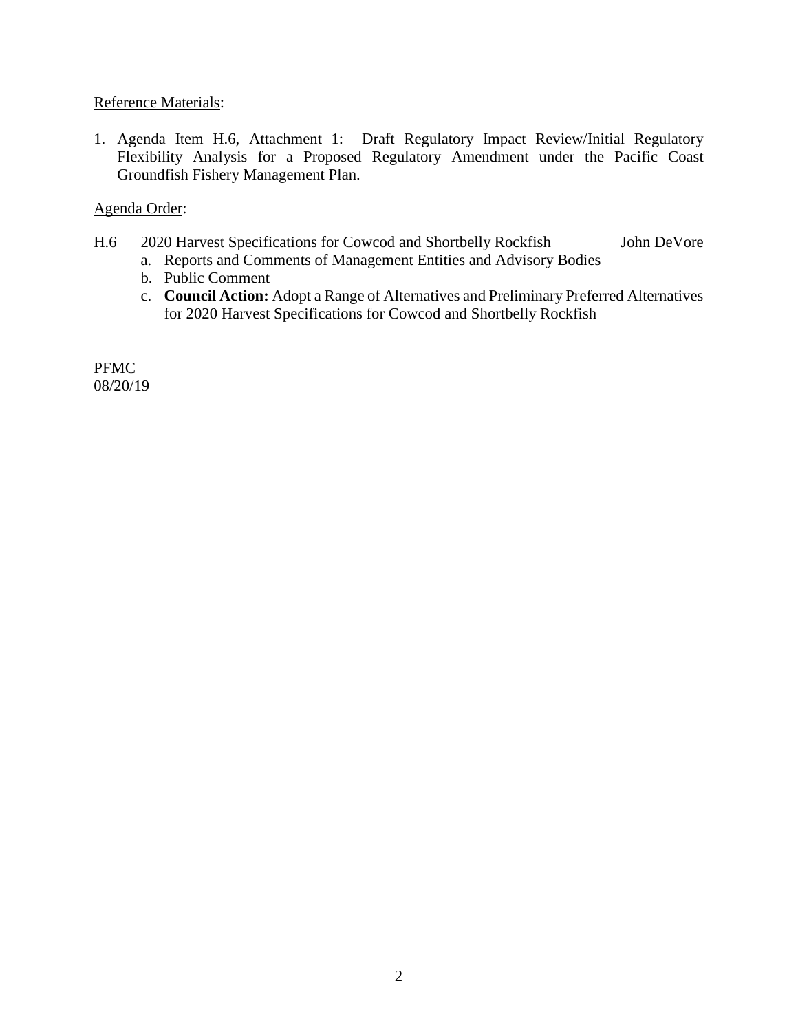Reference Materials:

1. Agenda Item H.6, Attachment 1: Draft Regulatory Impact Review/Initial Regulatory Flexibility Analysis for a Proposed Regulatory Amendment under the Pacific Coast Groundfish Fishery Management Plan.

Agenda Order:

H.6 2020 Harvest Specifications for Cowcod and Shortbelly Rockfish John DeVore

a. Reports and Comments of Management Entities and Advisory Bodies
b. Public Comment
c. **Council Action:** Adopt a Range of Alternatives and Preliminary Preferred Alternatives for 2020 Harvest Specifications for Cowcod and Shortbelly Rockfish

PFMC
08/20/19